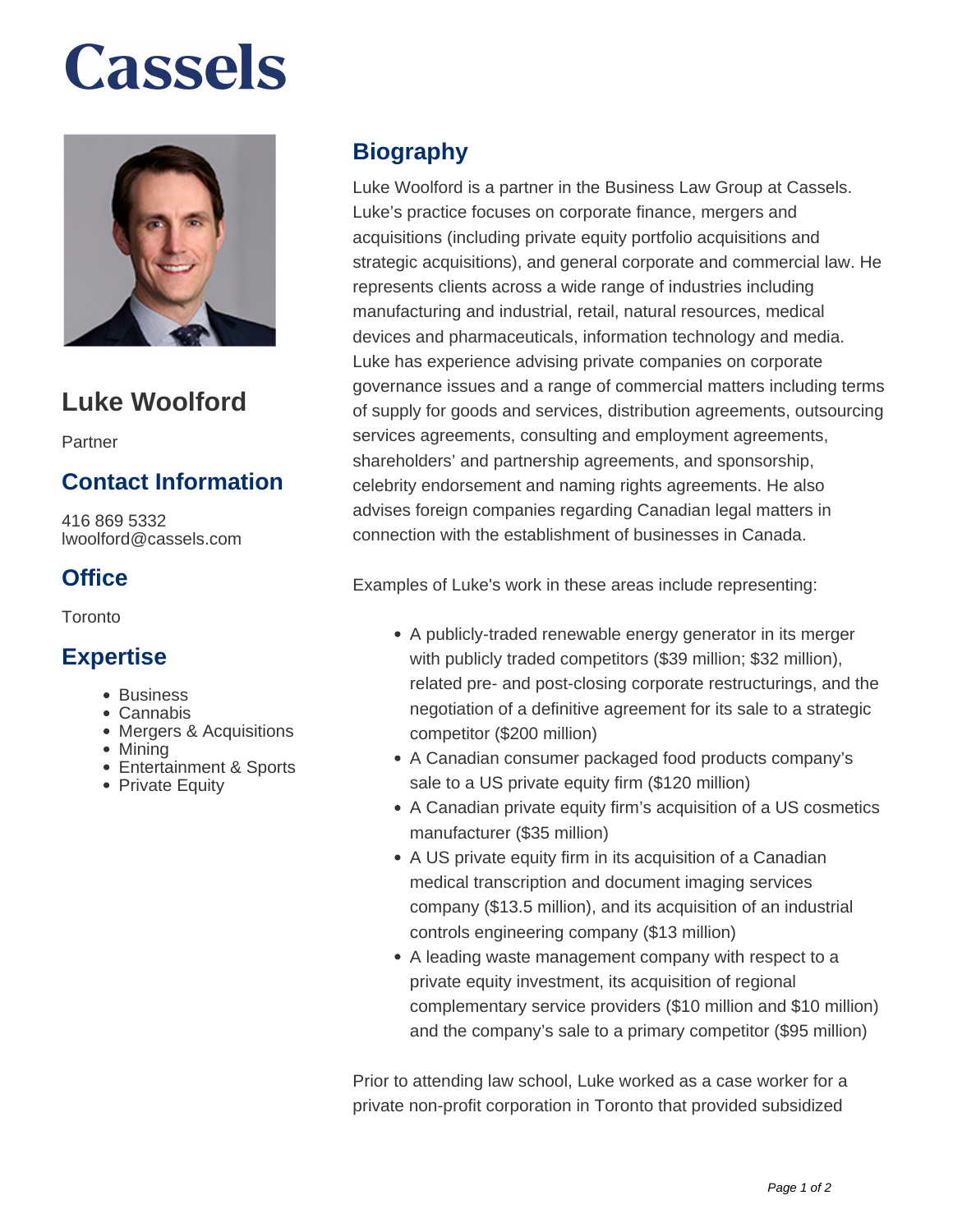# Cassels

## Luke Woolford

Partner

## Contact Information

416 869 5332
lwoolford@cassels.com

## Office

Toronto

## Expertise

- Business
- Cannabis
- Mergers & Acquisitions
- Mining
- Entertainment & Sports
- Private Equity

## Biography

Luke Woolford is a partner in the Business Law Group at Cassels. Luke's practice focuses on corporate finance, mergers and acquisitions (including private equity portfolio acquisitions and strategic acquisitions), and general corporate and commercial law. He represents clients across a wide range of industries including manufacturing and industrial, retail, natural resources, medical devices and pharmaceuticals, information technology and media. Luke has experience advising private companies on corporate governance issues and a range of commercial matters including terms of supply for goods and services, distribution agreements, outsourcing services agreements, consulting and employment agreements, shareholders' and partnership agreements, and sponsorship, celebrity endorsement and naming rights agreements. He also advises foreign companies regarding Canadian legal matters in connection with the establishment of businesses in Canada.

Examples of Luke's work in these areas include representing:

- A publicly-traded renewable energy generator in its merger with publicly traded competitors ($39 million; $32 million), related pre- and post-closing corporate restructurings, and the negotiation of a definitive agreement for its sale to a strategic competitor ($200 million)
- A Canadian consumer packaged food products company's sale to a US private equity firm ($120 million)
- A Canadian private equity firm's acquisition of a US cosmetics manufacturer ($35 million)
- A US private equity firm in its acquisition of a Canadian medical transcription and document imaging services company ($13.5 million), and its acquisition of an industrial controls engineering company ($13 million)
- A leading waste management company with respect to a private equity investment, its acquisition of regional complementary service providers ($10 million and $10 million) and the company's sale to a primary competitor ($95 million)

Prior to attending law school, Luke worked as a case worker for a private non-profit corporation in Toronto that provided subsidized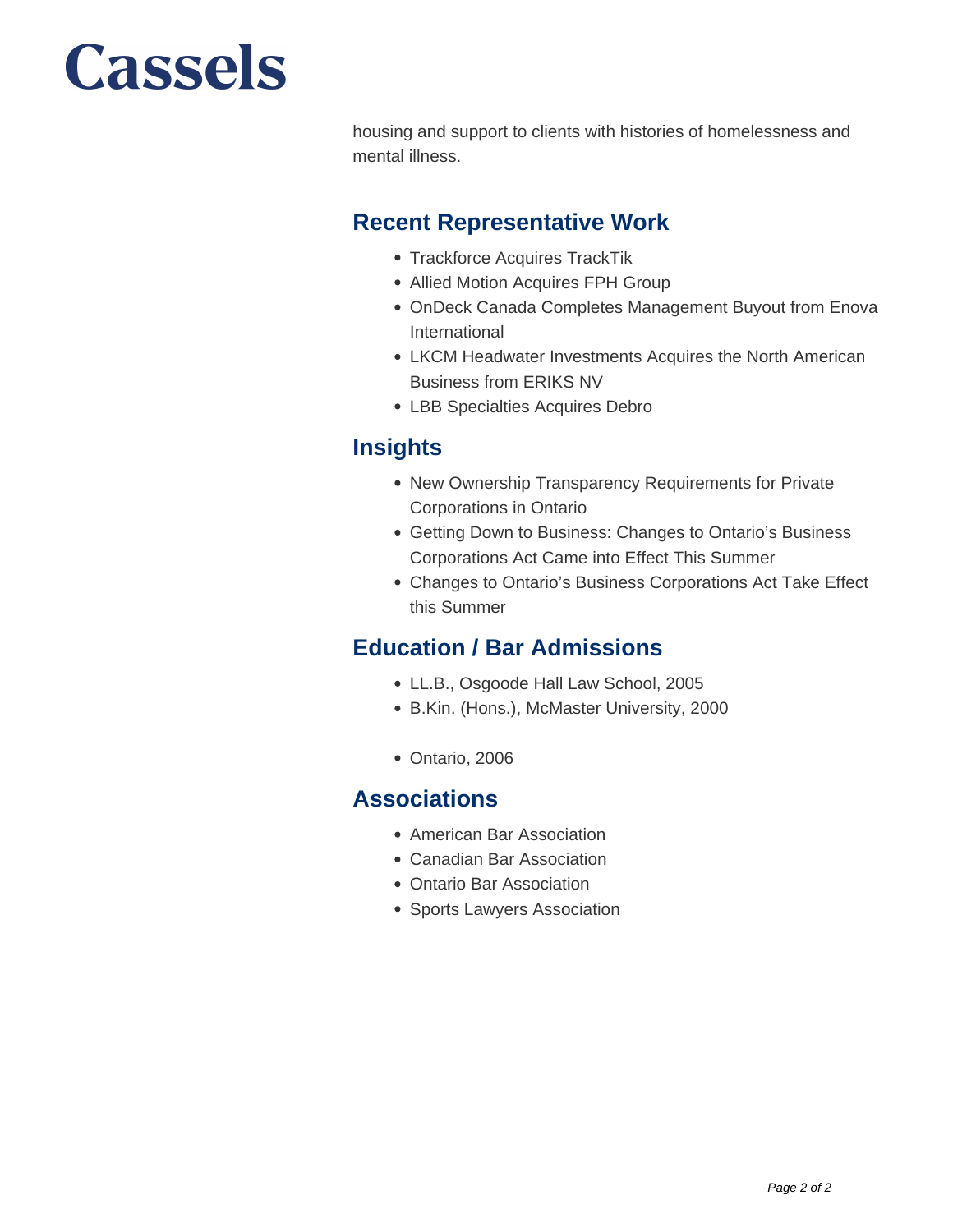housing and support to clients with histories of homelessness and mental illness.

## Recent Representative Work

- Trackforce Acquires TrackTik
- Allied Motion Acquires FPH Group
- OnDeck Canada Completes Management Buyout from Enova International
- LKCM Headwater Investments Acquires the North American Business from ERIKS NV
- LBB Specialties Acquires Debro

## Insights

- New Ownership Transparency Requirements for Private Corporations in Ontario
- Getting Down to Business: Changes to Ontario's Business Corporations Act Came into Effect This Summer
- Changes to Ontario's Business Corporations Act Take Effect this Summer

## Education / Bar Admissions

- LL.B., Osgoode Hall Law School, 2005
- B.Kin. (Hons.), McMaster University, 2000

- Ontario, 2006

## Associations

- American Bar Association
- Canadian Bar Association
- Ontario Bar Association
- Sports Lawyers Association